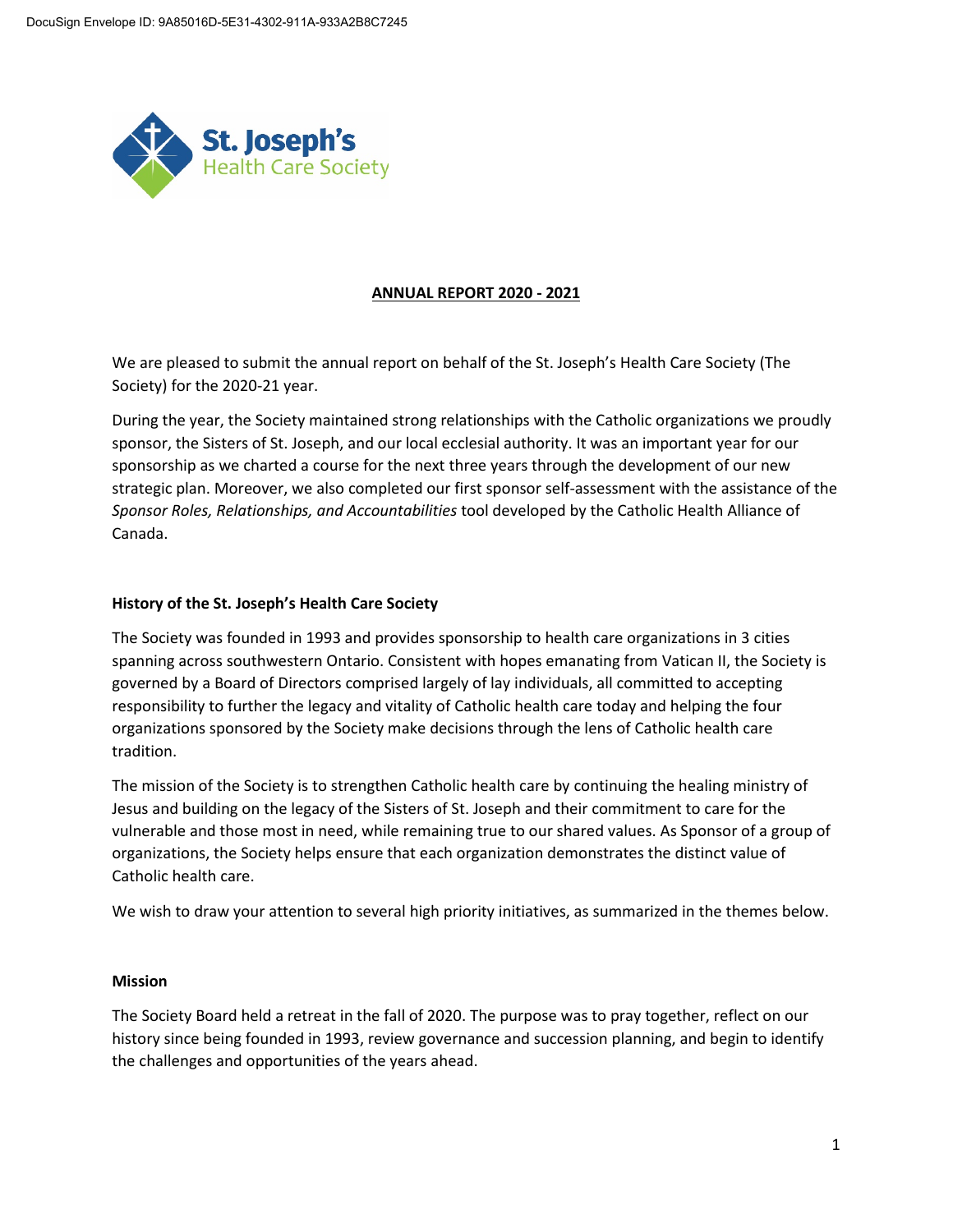St. Joseph's Health Care Society

# ANNUAL REPORT 2020 - 2021

We are pleased to submit the annual report on behalf of the St. Joseph's Health Care Society (The Society) for the 2020-21 year.

During the year, the Society maintained strong relationships with the Catholic organizations we proudly sponsor, the Sisters of St. Joseph, and our local ecclesial authority. It was an important year for our sponsorship as we charted a course for the next three years through the development of our new strategic plan. Moreover, we also completed our first sponsor self-assessment with the assistance of the *Sponsor Roles, Relationships, and Accountabilities* tool developed by the Catholic Health Alliance of Canada.

## History of the St. Joseph's Health Care Society

The Society was founded in 1993 and provides sponsorship to health care organizations in 3 cities spanning across southwestern Ontario. Consistent with hopes emanating from Vatican II, the Society is governed by a Board of Directors comprised largely of lay individuals, all committed to accepting responsibility to further the legacy and vitality of Catholic health care today and helping the four organizations sponsored by the Society make decisions through the lens of Catholic health care tradition.

The mission of the Society is to strengthen Catholic health care by continuing the healing ministry of Jesus and building on the legacy of the Sisters of St. Joseph and their commitment to care for the vulnerable and those most in need, while remaining true to our shared values. As Sponsor of a group of organizations, the Society helps ensure that each organization demonstrates the distinct value of Catholic health care.

We wish to draw your attention to several high priority initiatives, as summarized in the themes below.

## Mission

The Society Board held a retreat in the fall of 2020. The purpose was to pray together, reflect on our history since being founded in 1993, review governance and succession planning, and begin to identify the challenges and opportunities of the years ahead.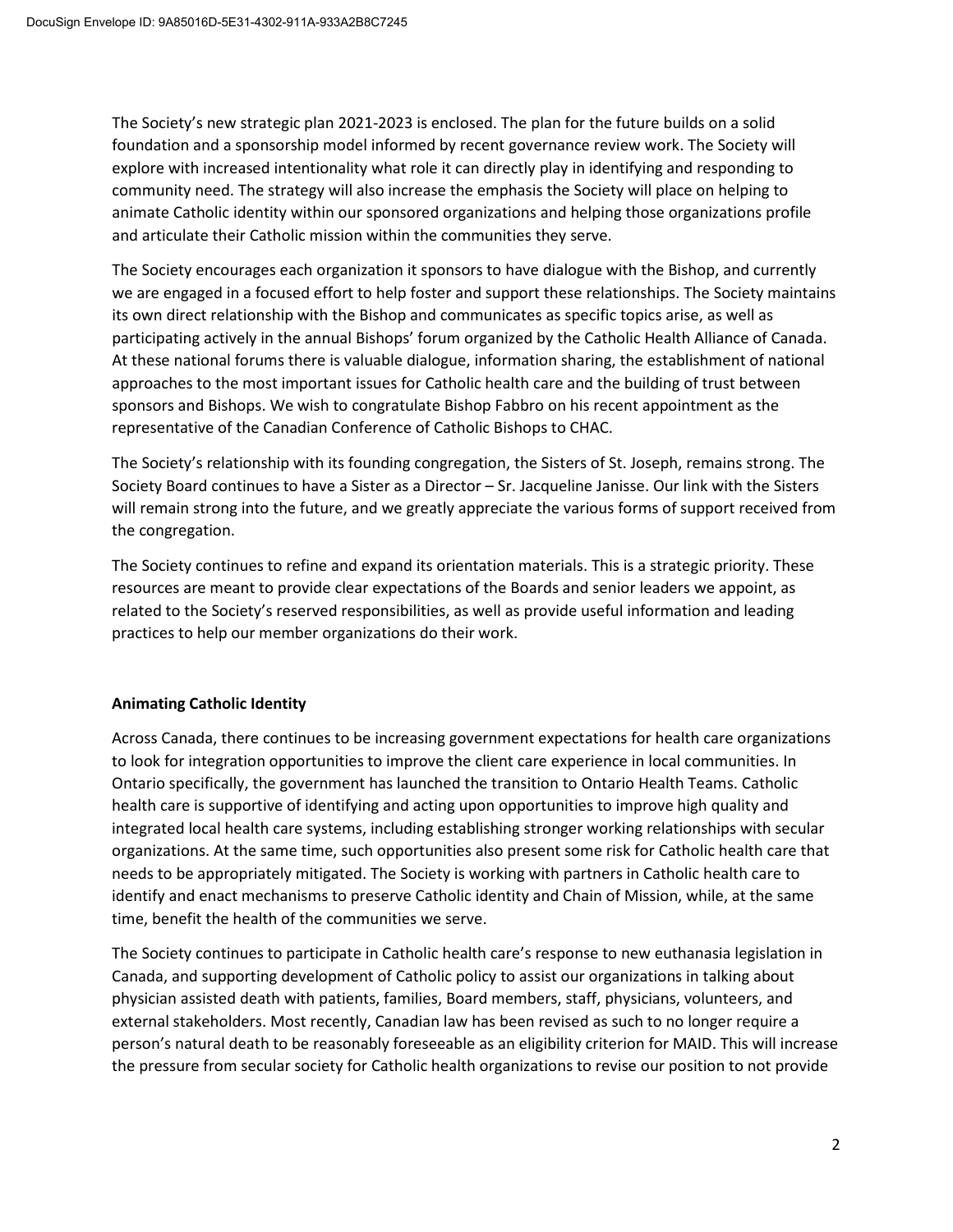The Society's new strategic plan 2021-2023 is enclosed. The plan for the future builds on a solid foundation and a sponsorship model informed by recent governance review work. The Society will explore with increased intentionality what role it can directly play in identifying and responding to community need. The strategy will also increase the emphasis the Society will place on helping to animate Catholic identity within our sponsored organizations and helping those organizations profile and articulate their Catholic mission within the communities they serve.

The Society encourages each organization it sponsors to have dialogue with the Bishop, and currently we are engaged in a focused effort to help foster and support these relationships. The Society maintains its own direct relationship with the Bishop and communicates as specific topics arise, as well as participating actively in the annual Bishops' forum organized by the Catholic Health Alliance of Canada. At these national forums there is valuable dialogue, information sharing, the establishment of national approaches to the most important issues for Catholic health care and the building of trust between sponsors and Bishops. We wish to congratulate Bishop Fabbro on his recent appointment as the representative of the Canadian Conference of Catholic Bishops to CHAC.

The Society's relationship with its founding congregation, the Sisters of St. Joseph, remains strong. The Society Board continues to have a Sister as a Director – Sr. Jacqueline Janisse. Our link with the Sisters will remain strong into the future, and we greatly appreciate the various forms of support received from the congregation.

The Society continues to refine and expand its orientation materials. This is a strategic priority. These resources are meant to provide clear expectations of the Boards and senior leaders we appoint, as related to the Society's reserved responsibilities, as well as provide useful information and leading practices to help our member organizations do their work.

**Animating Catholic Identity**

Across Canada, there continues to be increasing government expectations for health care organizations to look for integration opportunities to improve the client care experience in local communities. In Ontario specifically, the government has launched the transition to Ontario Health Teams. Catholic health care is supportive of identifying and acting upon opportunities to improve high quality and integrated local health care systems, including establishing stronger working relationships with secular organizations. At the same time, such opportunities also present some risk for Catholic health care that needs to be appropriately mitigated. The Society is working with partners in Catholic health care to identify and enact mechanisms to preserve Catholic identity and Chain of Mission, while, at the same time, benefit the health of the communities we serve.

The Society continues to participate in Catholic health care's response to new euthanasia legislation in Canada, and supporting development of Catholic policy to assist our organizations in talking about physician assisted death with patients, families, Board members, staff, physicians, volunteers, and external stakeholders. Most recently, Canadian law has been revised as such to no longer require a person's natural death to be reasonably foreseeable as an eligibility criterion for MAID. This will increase the pressure from secular society for Catholic health organizations to revise our position to not provide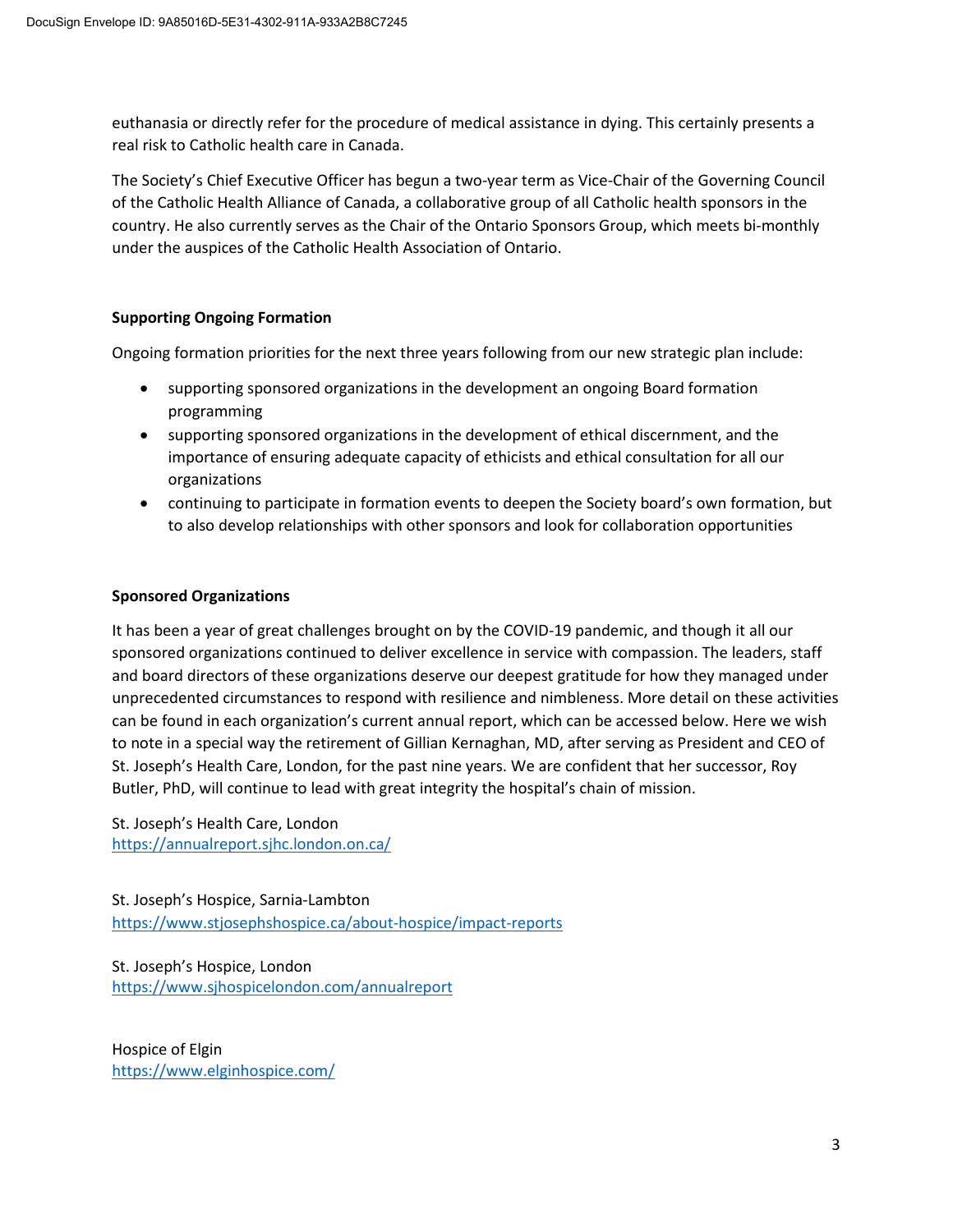euthanasia or directly refer for the procedure of medical assistance in dying. This certainly presents a real risk to Catholic health care in Canada.

The Society's Chief Executive Officer has begun a two-year term as Vice-Chair of the Governing Council of the Catholic Health Alliance of Canada, a collaborative group of all Catholic health sponsors in the country. He also currently serves as the Chair of the Ontario Sponsors Group, which meets bi-monthly under the auspices of the Catholic Health Association of Ontario.

**Supporting Ongoing Formation**

Ongoing formation priorities for the next three years following from our new strategic plan include:

- supporting sponsored organizations in the development an ongoing Board formation programming
- supporting sponsored organizations in the development of ethical discernment, and the importance of ensuring adequate capacity of ethicists and ethical consultation for all our organizations
- continuing to participate in formation events to deepen the Society board's own formation, but to also develop relationships with other sponsors and look for collaboration opportunities

**Sponsored Organizations**

It has been a year of great challenges brought on by the COVID-19 pandemic, and though it all our sponsored organizations continued to deliver excellence in service with compassion. The leaders, staff and board directors of these organizations deserve our deepest gratitude for how they managed under unprecedented circumstances to respond with resilience and nimbleness. More detail on these activities can be found in each organization's current annual report, which can be accessed below. Here we wish to note in a special way the retirement of Gillian Kernaghan, MD, after serving as President and CEO of St. Joseph's Health Care, London, for the past nine years. We are confident that her successor, Roy Butler, PhD, will continue to lead with great integrity the hospital's chain of mission.

St. Joseph's Health Care, London
https://annualreport.sjhc.london.on.ca/

St. Joseph's Hospice, Sarnia-Lambton
https://www.stjosephshospice.ca/about-hospice/impact-reports

St. Joseph's Hospice, London
https://www.sjhospicelondon.com/annualreport

Hospice of Elgin
https://www.elginhospice.com/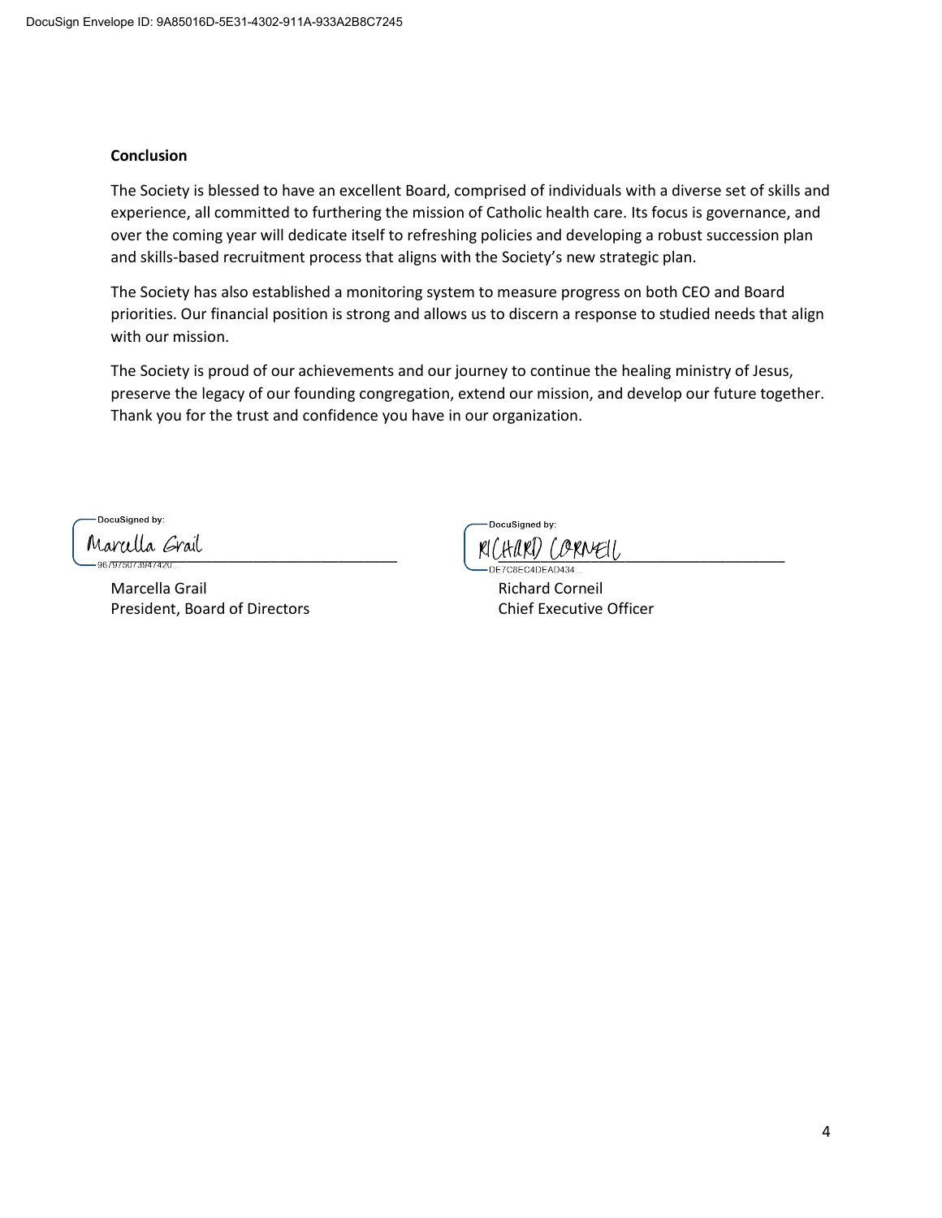DocuSign Envelope ID: 9A85016D-5E31-4302-911A-933A2B8C7245

**Conclusion**

The Society is blessed to have an excellent Board, comprised of individuals with a diverse set of skills and experience, all committed to furthering the mission of Catholic health care. Its focus is governance, and over the coming year will dedicate itself to refreshing policies and developing a robust succession plan and skills-based recruitment process that aligns with the Society's new strategic plan.

The Society has also established a monitoring system to measure progress on both CEO and Board priorities. Our financial position is strong and allows us to discern a response to studied needs that align with our mission.

The Society is proud of our achievements and our journey to continue the healing ministry of Jesus, preserve the legacy of our founding congregation, extend our mission, and develop our future together. Thank you for the trust and confidence you have in our organization.

DocuSigned by:
Marcella Grail
967975073947420...

Marcella Grail
President, Board of Directors

DocuSigned by:
RICHARD CORNEIL
DE7C8EC4DEAD434...

Richard Corneil
Chief Executive Officer